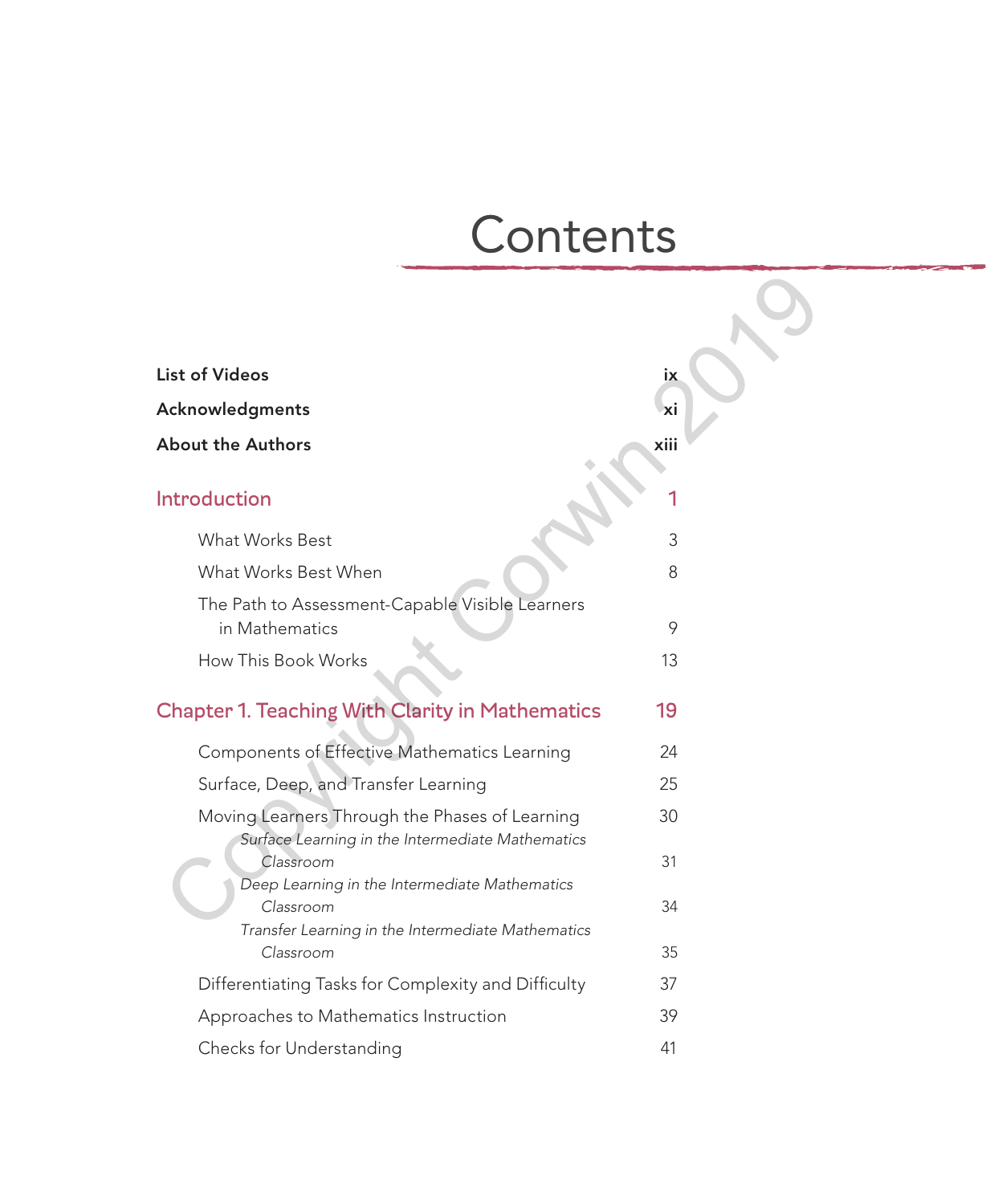# Contents

**List of Videos** ix

**Acknowledgments** xi

**About the Authors** xiii

## Introduction 1

- What Works Best 3
- What Works Best When 8
- The Path to Assessment-Capable Visible Learners in Mathematics 9
- How This Book Works 13

## Chapter 1. Teaching With Clarity in Mathematics 19

- Components of Effective Mathematics Learning 24
- Surface, Deep, and Transfer Learning 25
- Moving Learners Through the Phases of Learning 30
  - *Surface Learning in the Intermediate Mathematics Classroom* 31
  - *Deep Learning in the Intermediate Mathematics Classroom* 34
  - *Transfer Learning in the Intermediate Mathematics Classroom* 35
- Differentiating Tasks for Complexity and Difficulty 37
- Approaches to Mathematics Instruction 39
- Checks for Understanding 41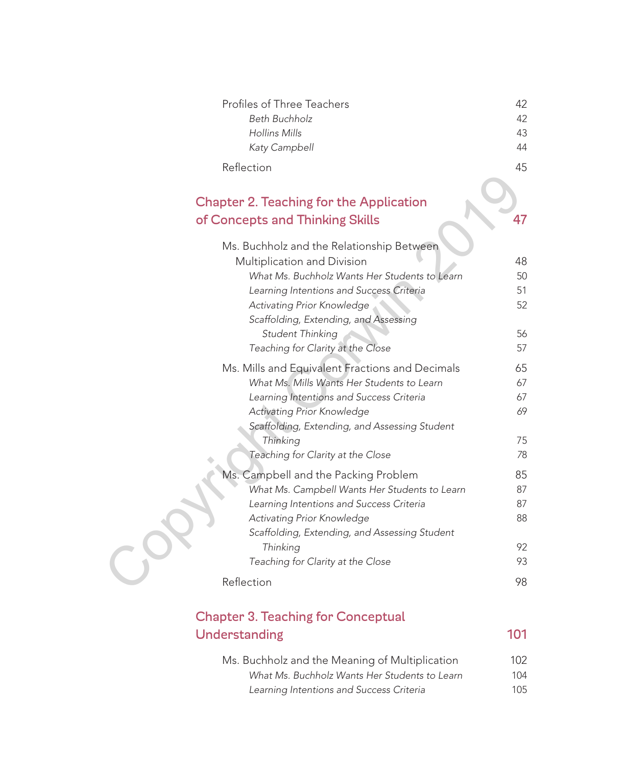Profiles of Three Teachers 42

*Beth Buchholz* 42

*Hollins Mills* 43

*Katy Campbell* 44

Reflection 45

## Chapter 2. Teaching for the Application of Concepts and Thinking Skills 47

Ms. Buchholz and the Relationship Between Multiplication and Division 48

*What Ms. Buchholz Wants Her Students to Learn* 50

*Learning Intentions and Success Criteria* 51

*Activating Prior Knowledge* 52

*Scaffolding, Extending, and Assessing Student Thinking* 56

*Teaching for Clarity at the Close* 57

Ms. Mills and Equivalent Fractions and Decimals 65

*What Ms. Mills Wants Her Students to Learn* 67

*Learning Intentions and Success Criteria* 67

*Activating Prior Knowledge* 69

*Scaffolding, Extending, and Assessing Student Thinking* 75

*Teaching for Clarity at the Close* 78

Ms. Campbell and the Packing Problem 85

*What Ms. Campbell Wants Her Students to Learn* 87

*Learning Intentions and Success Criteria* 87

*Activating Prior Knowledge* 88

*Scaffolding, Extending, and Assessing Student Thinking* 92

*Teaching for Clarity at the Close* 93

Reflection 98

## Chapter 3. Teaching for Conceptual Understanding 101

Ms. Buchholz and the Meaning of Multiplication 102

*What Ms. Buchholz Wants Her Students to Learn* 104

*Learning Intentions and Success Criteria* 105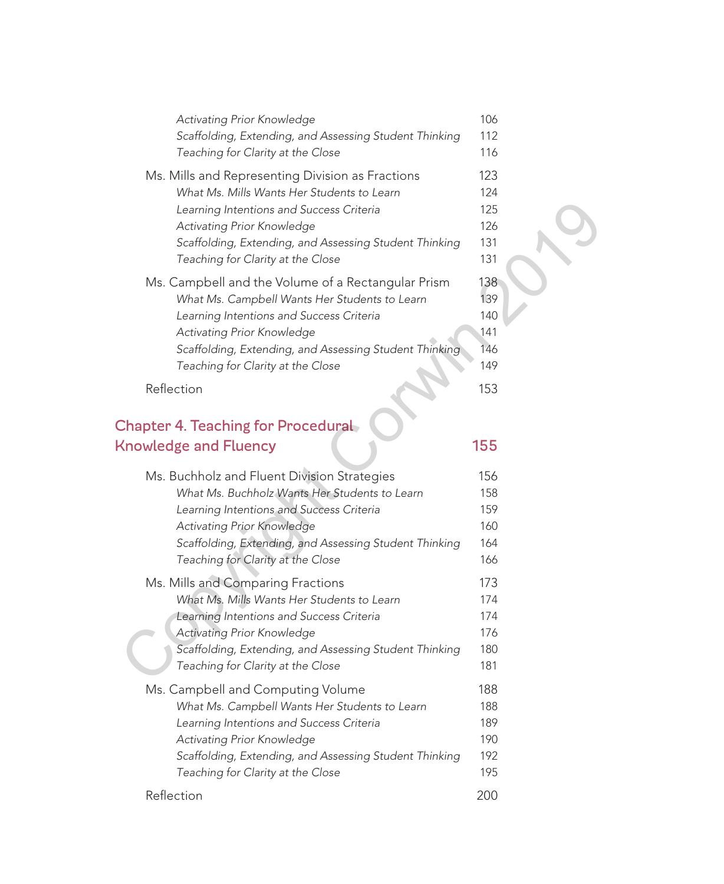*Activating Prior Knowledge* 106
*Scaffolding, Extending, and Assessing Student Thinking* 112
*Teaching for Clarity at the Close* 116

Ms. Mills and Representing Division as Fractions 123
*What Ms. Mills Wants Her Students to Learn* 124
*Learning Intentions and Success Criteria* 125
*Activating Prior Knowledge* 126
*Scaffolding, Extending, and Assessing Student Thinking* 131
*Teaching for Clarity at the Close* 131

Ms. Campbell and the Volume of a Rectangular Prism 138
*What Ms. Campbell Wants Her Students to Learn* 139
*Learning Intentions and Success Criteria* 140
*Activating Prior Knowledge* 141
*Scaffolding, Extending, and Assessing Student Thinking* 146
*Teaching for Clarity at the Close* 149

Reflection 153

## Chapter 4. Teaching for Procedural Knowledge and Fluency 155

Ms. Buchholz and Fluent Division Strategies 156
*What Ms. Buchholz Wants Her Students to Learn* 158
*Learning Intentions and Success Criteria* 159
*Activating Prior Knowledge* 160
*Scaffolding, Extending, and Assessing Student Thinking* 164
*Teaching for Clarity at the Close* 166

Ms. Mills and Comparing Fractions 173
*What Ms. Mills Wants Her Students to Learn* 174
*Learning Intentions and Success Criteria* 174
*Activating Prior Knowledge* 176
*Scaffolding, Extending, and Assessing Student Thinking* 180
*Teaching for Clarity at the Close* 181

Ms. Campbell and Computing Volume 188
*What Ms. Campbell Wants Her Students to Learn* 188
*Learning Intentions and Success Criteria* 189
*Activating Prior Knowledge* 190
*Scaffolding, Extending, and Assessing Student Thinking* 192
*Teaching for Clarity at the Close* 195

Reflection 200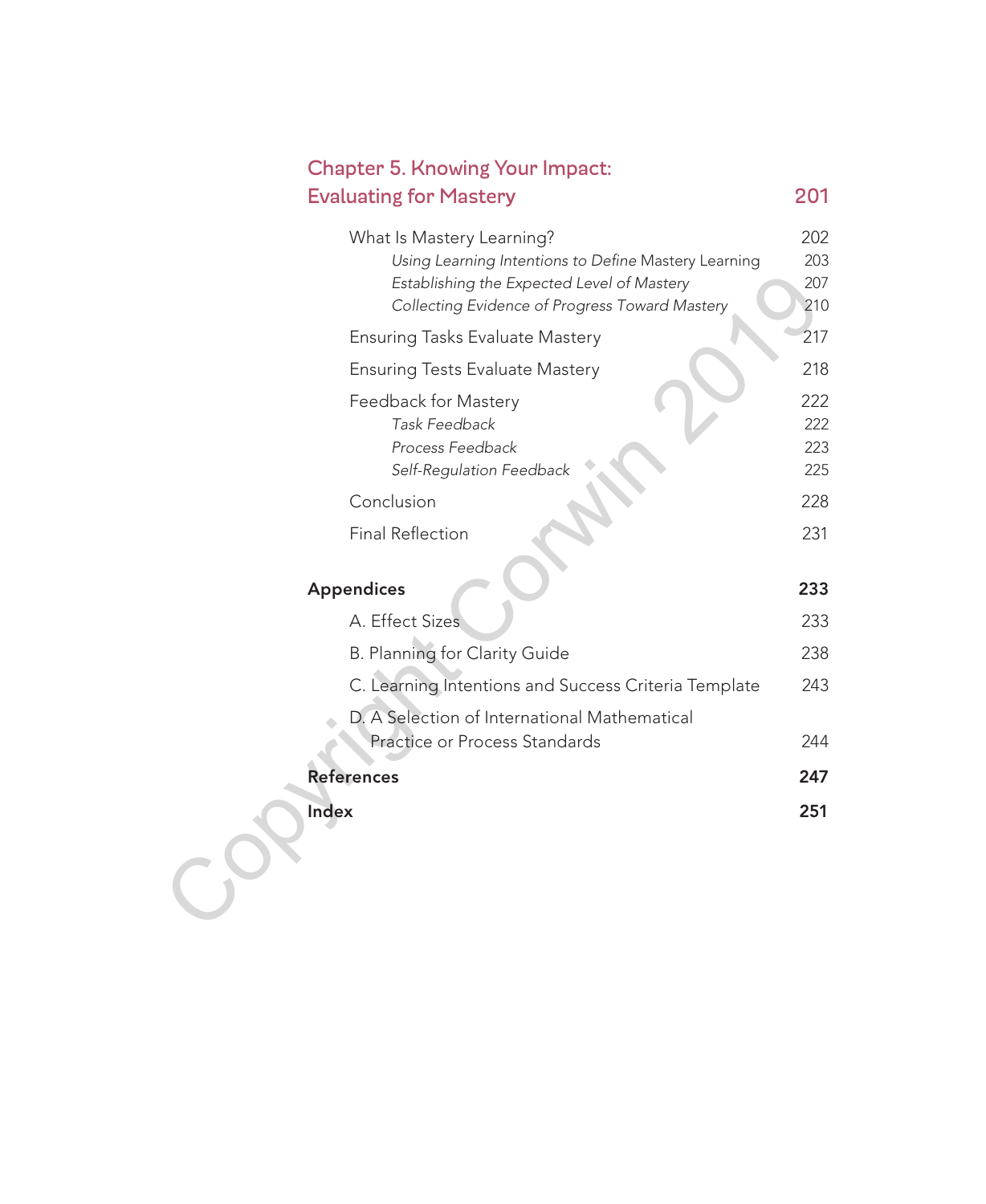## Chapter 5. Knowing Your Impact: Evaluating for Mastery 201

What Is Mastery Learning? 202

- *Using Learning Intentions to Define* Mastery Learning 203
- *Establishing the Expected Level of Mastery* 207
- *Collecting Evidence of Progress Toward Mastery* 210

Ensuring Tasks Evaluate Mastery 217

Ensuring Tests Evaluate Mastery 218

Feedback for Mastery 222

- *Task Feedback* 222
- *Process Feedback* 223
- *Self-Regulation Feedback* 225

Conclusion 228

Final Reflection 231

## Appendices 233

A. Effect Sizes 233

B. Planning for Clarity Guide 238

C. Learning Intentions and Success Criteria Template 243

D. A Selection of International Mathematical Practice or Process Standards 244

## References 247

## Index 251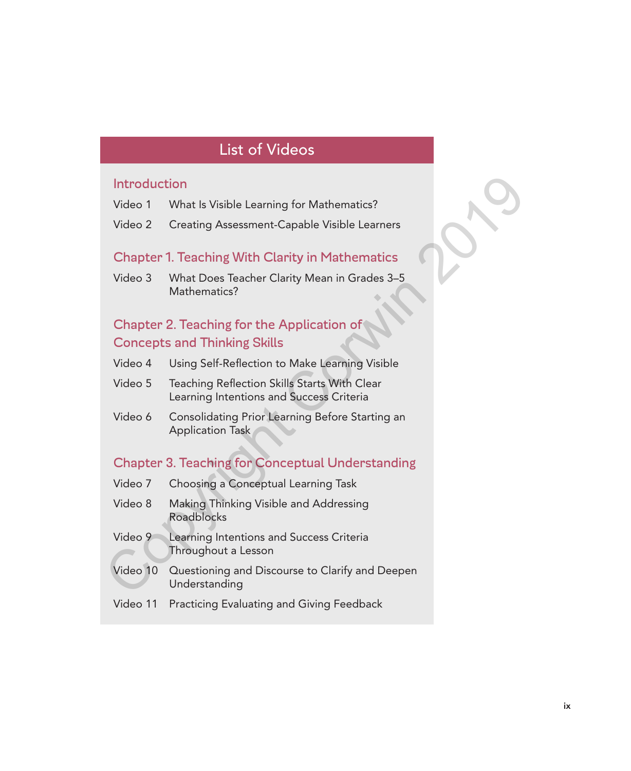# List of Videos

## Introduction

Video 1 What Is Visible Learning for Mathematics?

Video 2 Creating Assessment-Capable Visible Learners

## Chapter 1. Teaching With Clarity in Mathematics

Video 3 What Does Teacher Clarity Mean in Grades 3–5 Mathematics?

## Chapter 2. Teaching for the Application of Concepts and Thinking Skills

Video 4 Using Self-Reflection to Make Learning Visible

Video 5 Teaching Reflection Skills Starts With Clear Learning Intentions and Success Criteria

Video 6 Consolidating Prior Learning Before Starting an Application Task

## Chapter 3. Teaching for Conceptual Understanding

Video 7 Choosing a Conceptual Learning Task

Video 8 Making Thinking Visible and Addressing Roadblocks

Video 9 Learning Intentions and Success Criteria Throughout a Lesson

Video 10 Questioning and Discourse to Clarify and Deepen Understanding

Video 11 Practicing Evaluating and Giving Feedback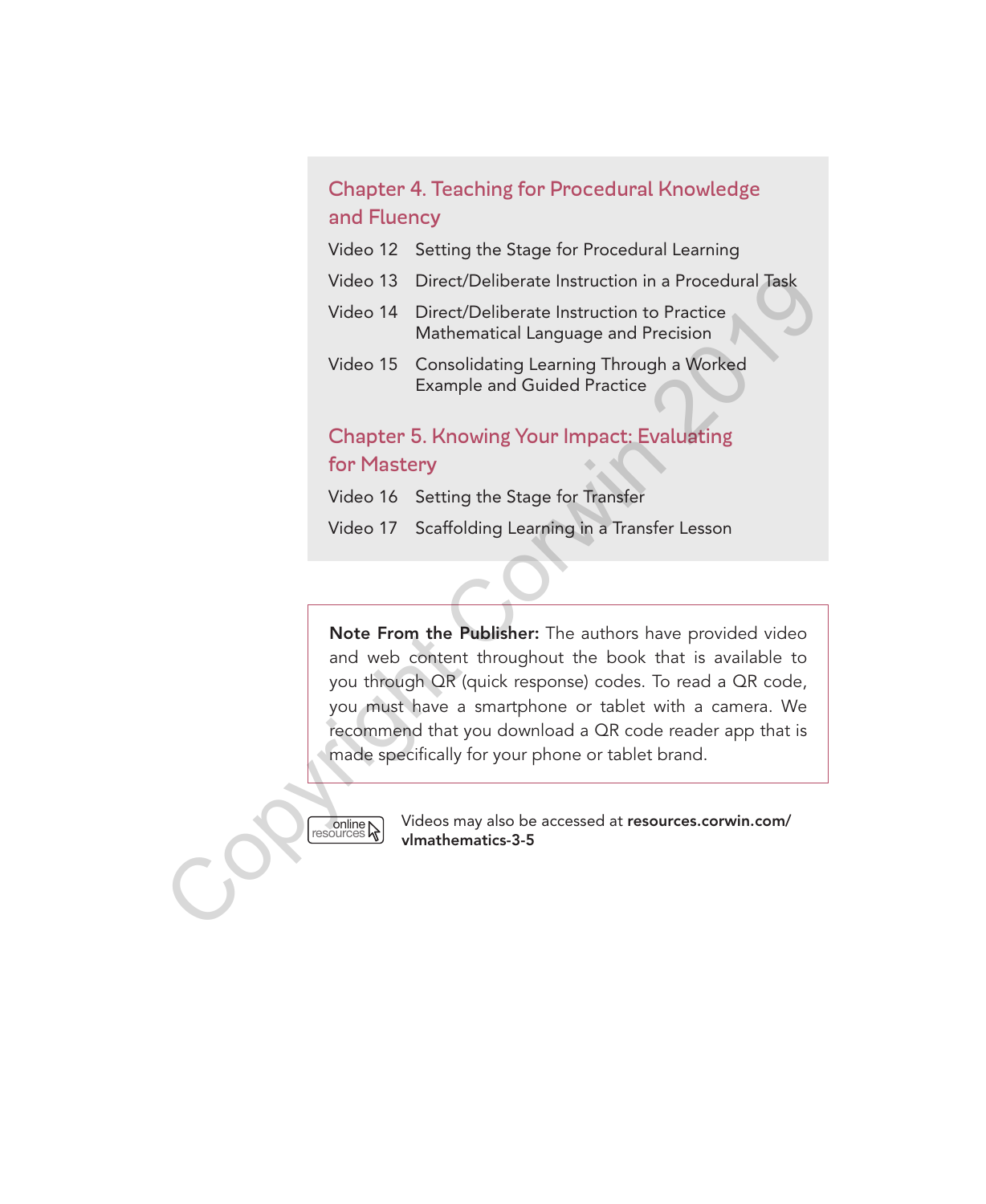## Chapter 4. Teaching for Procedural Knowledge and Fluency

Video 12 Setting the Stage for Procedural Learning

Video 13 Direct/Deliberate Instruction in a Procedural Task

Video 14 Direct/Deliberate Instruction to Practice Mathematical Language and Precision

Video 15 Consolidating Learning Through a Worked Example and Guided Practice

## Chapter 5. Knowing Your Impact: Evaluating for Mastery

Video 16 Setting the Stage for Transfer

Video 17 Scaffolding Learning in a Transfer Lesson

**Note From the Publisher:** The authors have provided video and web content throughout the book that is available to you through QR (quick response) codes. To read a QR code, you must have a smartphone or tablet with a camera. We recommend that you download a QR code reader app that is made specifically for your phone or tablet brand.

online resources

Videos may also be accessed at **resources.corwin.com/vlmathematics-3-5**